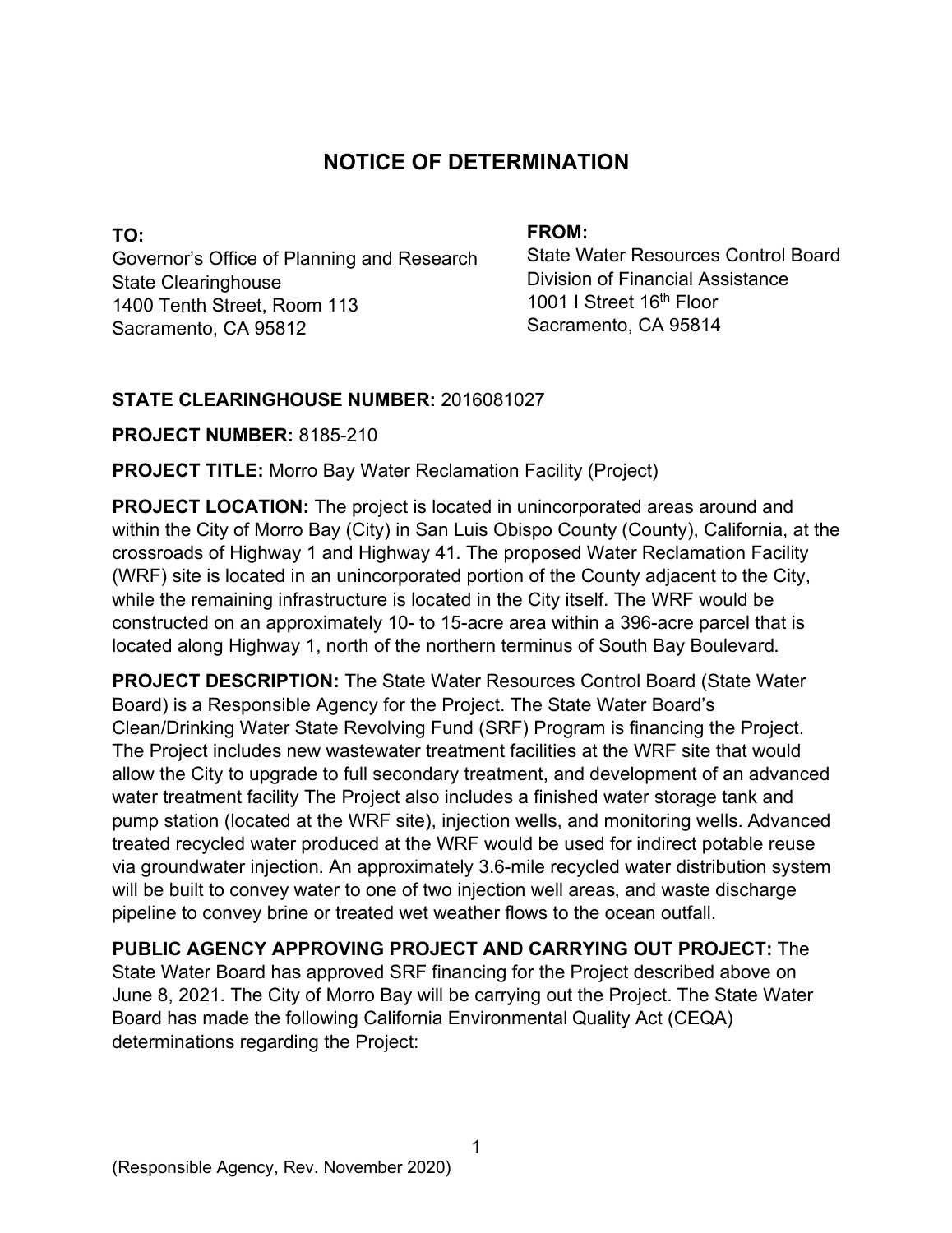# NOTICE OF DETERMINATION

**TO:**
Governor's Office of Planning and Research
State Clearinghouse
1400 Tenth Street, Room 113
Sacramento, CA 95812

**FROM:**
State Water Resources Control Board
Division of Financial Assistance
1001 I Street 16th Floor
Sacramento, CA 95814

**STATE CLEARINGHOUSE NUMBER:** 2016081027

**PROJECT NUMBER:** 8185-210

**PROJECT TITLE:** Morro Bay Water Reclamation Facility (Project)

**PROJECT LOCATION:** The project is located in unincorporated areas around and within the City of Morro Bay (City) in San Luis Obispo County (County), California, at the crossroads of Highway 1 and Highway 41. The proposed Water Reclamation Facility (WRF) site is located in an unincorporated portion of the County adjacent to the City, while the remaining infrastructure is located in the City itself. The WRF would be constructed on an approximately 10- to 15-acre area within a 396-acre parcel that is located along Highway 1, north of the northern terminus of South Bay Boulevard.

**PROJECT DESCRIPTION:** The State Water Resources Control Board (State Water Board) is a Responsible Agency for the Project. The State Water Board's Clean/Drinking Water State Revolving Fund (SRF) Program is financing the Project. The Project includes new wastewater treatment facilities at the WRF site that would allow the City to upgrade to full secondary treatment, and development of an advanced water treatment facility The Project also includes a finished water storage tank and pump station (located at the WRF site), injection wells, and monitoring wells. Advanced treated recycled water produced at the WRF would be used for indirect potable reuse via groundwater injection. An approximately 3.6-mile recycled water distribution system will be built to convey water to one of two injection well areas, and waste discharge pipeline to convey brine or treated wet weather flows to the ocean outfall.

**PUBLIC AGENCY APPROVING PROJECT AND CARRYING OUT PROJECT:** The State Water Board has approved SRF financing for the Project described above on June 8, 2021. The City of Morro Bay will be carrying out the Project. The State Water Board has made the following California Environmental Quality Act (CEQA) determinations regarding the Project:

(Responsible Agency, Rev. November 2020)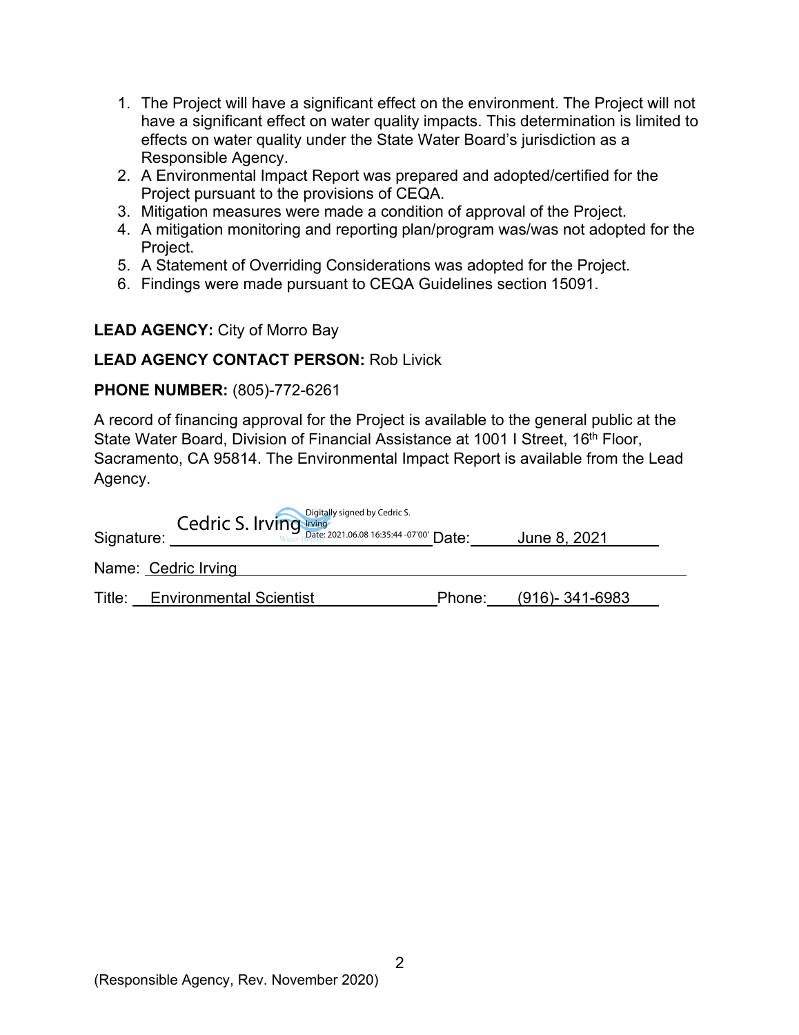1. The Project will have a significant effect on the environment. The Project will not have a significant effect on water quality impacts. This determination is limited to effects on water quality under the State Water Board's jurisdiction as a Responsible Agency.
2. A Environmental Impact Report was prepared and adopted/certified for the Project pursuant to the provisions of CEQA.
3. Mitigation measures were made a condition of approval of the Project.
4. A mitigation monitoring and reporting plan/program was/was not adopted for the Project.
5. A Statement of Overriding Considerations was adopted for the Project.
6. Findings were made pursuant to CEQA Guidelines section 15091.

**LEAD AGENCY:** City of Morro Bay

**LEAD AGENCY CONTACT PERSON:** Rob Livick

**PHONE NUMBER:** (805)-772-6261

A record of financing approval for the Project is available to the general public at the State Water Board, Division of Financial Assistance at 1001 I Street, 16th Floor, Sacramento, CA 95814. The Environmental Impact Report is available from the Lead Agency.

Signature: Cedric S. Irving (Digitally signed by Cedric S. Irving Date: 2021.06.08 16:35:44 -07'00') Date: June 8, 2021

Name: Cedric Irving

Title: Environmental Scientist Phone: (916)- 341-6983

(Responsible Agency, Rev. November 2020)